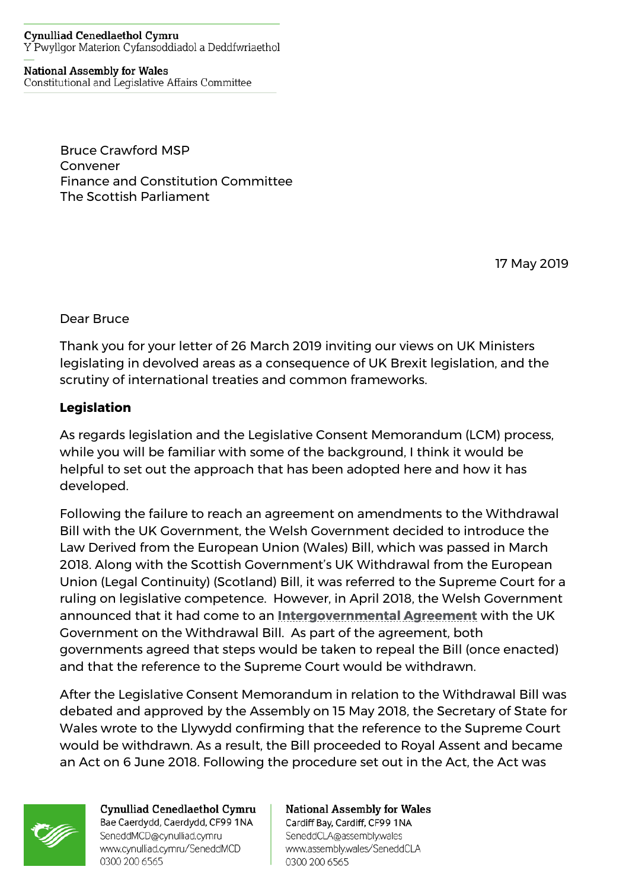Cynulliad Cenedlaethol Cymru
Y Pwyllgor Materion Cyfansoddiadol a Deddfwriaethol

National Assembly for Wales
Constitutional and Legislative Affairs Committee

Bruce Crawford MSP
Convener
Finance and Constitution Committee
The Scottish Parliament

17 May 2019

Dear Bruce

Thank you for your letter of 26 March 2019 inviting our views on UK Ministers legislating in devolved areas as a consequence of UK Brexit legislation, and the scrutiny of international treaties and common frameworks.

**Legislation**

As regards legislation and the Legislative Consent Memorandum (LCM) process, while you will be familiar with some of the background, I think it would be helpful to set out the approach that has been adopted here and how it has developed.

Following the failure to reach an agreement on amendments to the Withdrawal Bill with the UK Government, the Welsh Government decided to introduce the Law Derived from the European Union (Wales) Bill, which was passed in March 2018. Along with the Scottish Government's UK Withdrawal from the European Union (Legal Continuity) (Scotland) Bill, it was referred to the Supreme Court for a ruling on legislative competence. However, in April 2018, the Welsh Government announced that it had come to an **Intergovernmental Agreement** with the UK Government on the Withdrawal Bill. As part of the agreement, both governments agreed that steps would be taken to repeal the Bill (once enacted) and that the reference to the Supreme Court would be withdrawn.

After the Legislative Consent Memorandum in relation to the Withdrawal Bill was debated and approved by the Assembly on 15 May 2018, the Secretary of State for Wales wrote to the Llywydd confirming that the reference to the Supreme Court would be withdrawn. As a result, the Bill proceeded to Royal Assent and became an Act on 6 June 2018. Following the procedure set out in the Act, the Act was

Cynulliad Cenedlaethol Cymru
Bae Caerdydd, Caerdydd, CF99 1NA
SeneddMCD@cynulliad.cymru
www.cynulliad.cymru/SeneddMCD
0300 200 6565

National Assembly for Wales
Cardiff Bay, Cardiff, CF99 1NA
SeneddCLA@assembly.wales
www.assembly.wales/SeneddCLA
0300 200 6565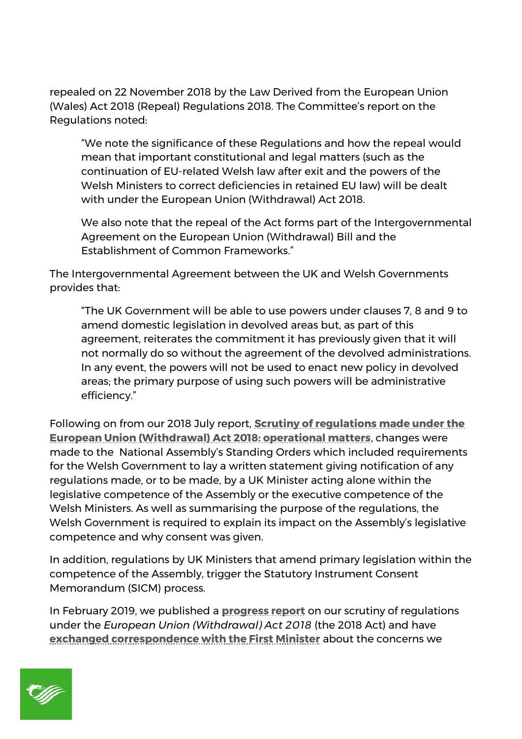repealed on 22 November 2018 by the Law Derived from the European Union (Wales) Act 2018 (Repeal) Regulations 2018. The Committee's report on the Regulations noted:

> "We note the significance of these Regulations and how the repeal would mean that important constitutional and legal matters (such as the continuation of EU-related Welsh law after exit and the powers of the Welsh Ministers to correct deficiencies in retained EU law) will be dealt with under the European Union (Withdrawal) Act 2018.
>
> We also note that the repeal of the Act forms part of the Intergovernmental Agreement on the European Union (Withdrawal) Bill and the Establishment of Common Frameworks."

The Intergovernmental Agreement between the UK and Welsh Governments provides that:

> "The UK Government will be able to use powers under clauses 7, 8 and 9 to amend domestic legislation in devolved areas but, as part of this agreement, reiterates the commitment it has previously given that it will not normally do so without the agreement of the devolved administrations. In any event, the powers will not be used to enact new policy in devolved areas; the primary purpose of using such powers will be administrative efficiency."

Following on from our 2018 July report, **Scrutiny of regulations made under the European Union (Withdrawal) Act 2018: operational matters**, changes were made to the National Assembly's Standing Orders which included requirements for the Welsh Government to lay a written statement giving notification of any regulations made, or to be made, by a UK Minister acting alone within the legislative competence of the Assembly or the executive competence of the Welsh Ministers. As well as summarising the purpose of the regulations, the Welsh Government is required to explain its impact on the Assembly's legislative competence and why consent was given.

In addition, regulations by UK Ministers that amend primary legislation within the competence of the Assembly, trigger the Statutory Instrument Consent Memorandum (SICM) process.

In February 2019, we published a **progress report** on our scrutiny of regulations under the *European Union (Withdrawal) Act 2018* (the 2018 Act) and have **exchanged correspondence with the First Minister** about the concerns we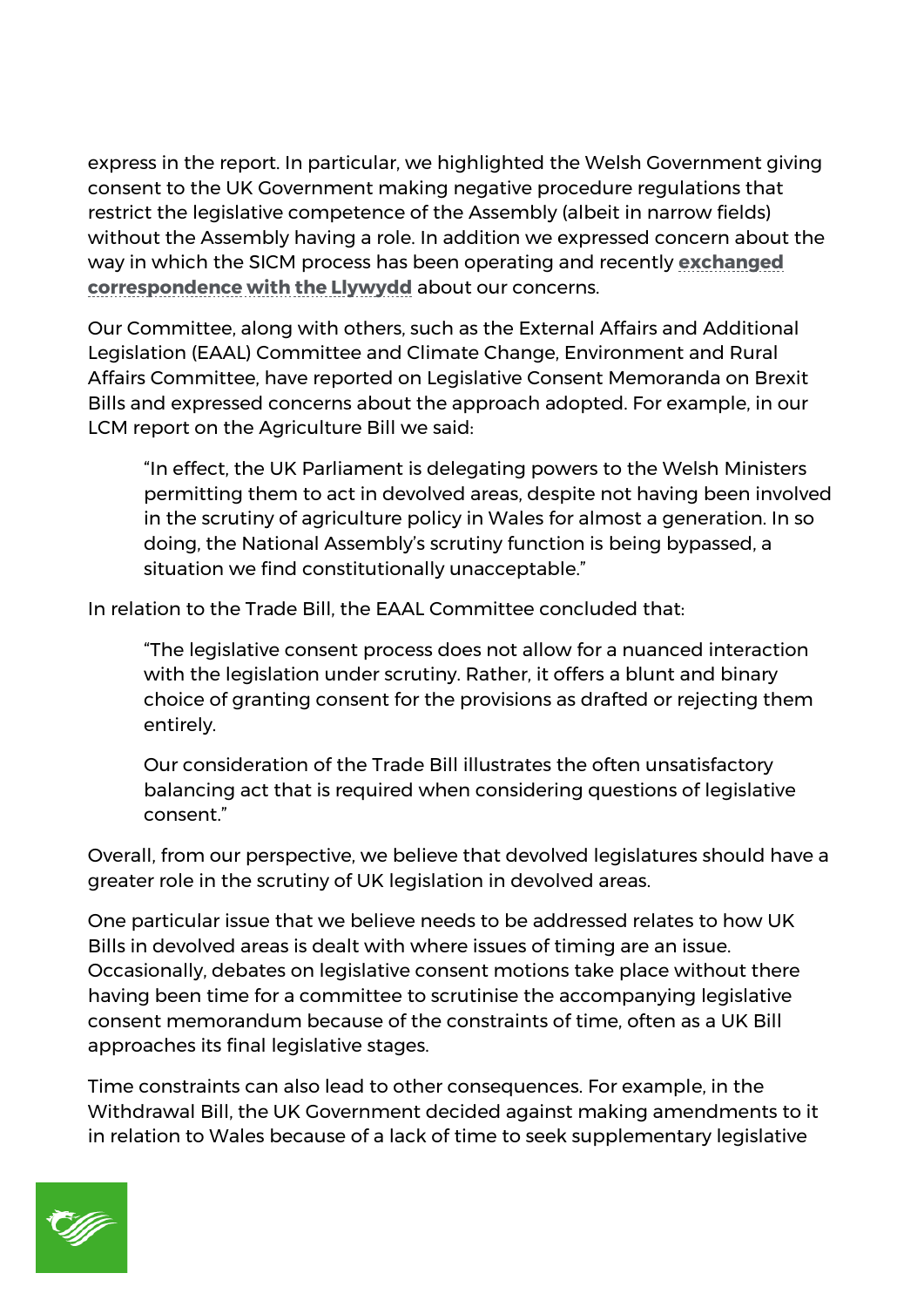express in the report. In particular, we highlighted the Welsh Government giving consent to the UK Government making negative procedure regulations that restrict the legislative competence of the Assembly (albeit in narrow fields) without the Assembly having a role. In addition we expressed concern about the way in which the SICM process has been operating and recently **exchanged correspondence with the Llywydd** about our concerns.

Our Committee, along with others, such as the External Affairs and Additional Legislation (EAAL) Committee and Climate Change, Environment and Rural Affairs Committee, have reported on Legislative Consent Memoranda on Brexit Bills and expressed concerns about the approach adopted. For example, in our LCM report on the Agriculture Bill we said:

> "In effect, the UK Parliament is delegating powers to the Welsh Ministers permitting them to act in devolved areas, despite not having been involved in the scrutiny of agriculture policy in Wales for almost a generation. In so doing, the National Assembly's scrutiny function is being bypassed, a situation we find constitutionally unacceptable."

In relation to the Trade Bill, the EAAL Committee concluded that:

> "The legislative consent process does not allow for a nuanced interaction with the legislation under scrutiny. Rather, it offers a blunt and binary choice of granting consent for the provisions as drafted or rejecting them entirely.
>
> Our consideration of the Trade Bill illustrates the often unsatisfactory balancing act that is required when considering questions of legislative consent."

Overall, from our perspective, we believe that devolved legislatures should have a greater role in the scrutiny of UK legislation in devolved areas.

One particular issue that we believe needs to be addressed relates to how UK Bills in devolved areas is dealt with where issues of timing are an issue. Occasionally, debates on legislative consent motions take place without there having been time for a committee to scrutinise the accompanying legislative consent memorandum because of the constraints of time, often as a UK Bill approaches its final legislative stages.

Time constraints can also lead to other consequences. For example, in the Withdrawal Bill, the UK Government decided against making amendments to it in relation to Wales because of a lack of time to seek supplementary legislative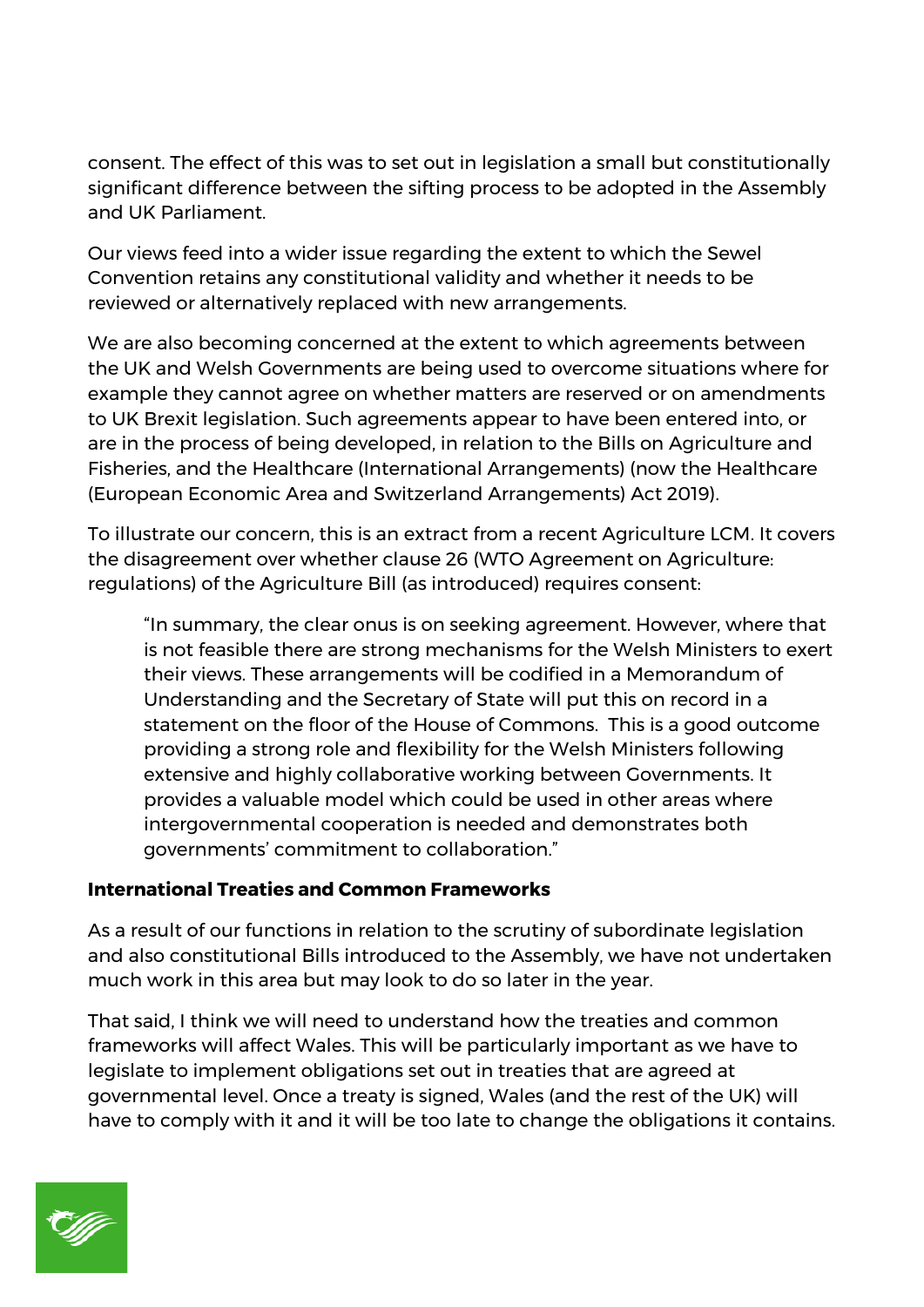consent. The effect of this was to set out in legislation a small but constitutionally significant difference between the sifting process to be adopted in the Assembly and UK Parliament.

Our views feed into a wider issue regarding the extent to which the Sewel Convention retains any constitutional validity and whether it needs to be reviewed or alternatively replaced with new arrangements.

We are also becoming concerned at the extent to which agreements between the UK and Welsh Governments are being used to overcome situations where for example they cannot agree on whether matters are reserved or on amendments to UK Brexit legislation. Such agreements appear to have been entered into, or are in the process of being developed, in relation to the Bills on Agriculture and Fisheries, and the Healthcare (International Arrangements) (now the Healthcare (European Economic Area and Switzerland Arrangements) Act 2019).

To illustrate our concern, this is an extract from a recent Agriculture LCM. It covers the disagreement over whether clause 26 (WTO Agreement on Agriculture: regulations) of the Agriculture Bill (as introduced) requires consent:

> "In summary, the clear onus is on seeking agreement. However, where that is not feasible there are strong mechanisms for the Welsh Ministers to exert their views. These arrangements will be codified in a Memorandum of Understanding and the Secretary of State will put this on record in a statement on the floor of the House of Commons. This is a good outcome providing a strong role and flexibility for the Welsh Ministers following extensive and highly collaborative working between Governments. It provides a valuable model which could be used in other areas where intergovernmental cooperation is needed and demonstrates both governments' commitment to collaboration."

**International Treaties and Common Frameworks**

As a result of our functions in relation to the scrutiny of subordinate legislation and also constitutional Bills introduced to the Assembly, we have not undertaken much work in this area but may look to do so later in the year.

That said, I think we will need to understand how the treaties and common frameworks will affect Wales. This will be particularly important as we have to legislate to implement obligations set out in treaties that are agreed at governmental level. Once a treaty is signed, Wales (and the rest of the UK) will have to comply with it and it will be too late to change the obligations it contains.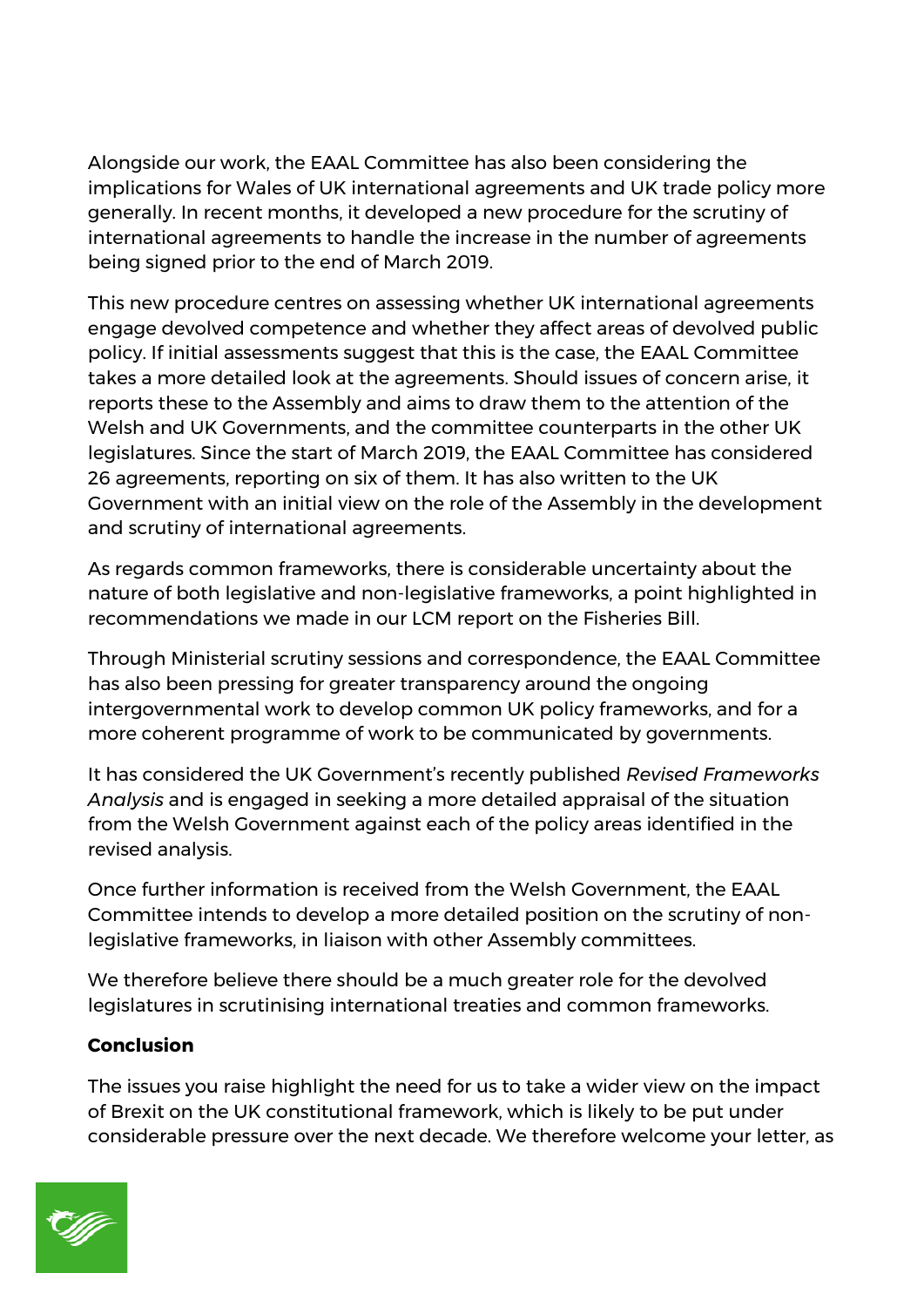Alongside our work, the EAAL Committee has also been considering the implications for Wales of UK international agreements and UK trade policy more generally. In recent months, it developed a new procedure for the scrutiny of international agreements to handle the increase in the number of agreements being signed prior to the end of March 2019.

This new procedure centres on assessing whether UK international agreements engage devolved competence and whether they affect areas of devolved public policy. If initial assessments suggest that this is the case, the EAAL Committee takes a more detailed look at the agreements. Should issues of concern arise, it reports these to the Assembly and aims to draw them to the attention of the Welsh and UK Governments, and the committee counterparts in the other UK legislatures. Since the start of March 2019, the EAAL Committee has considered 26 agreements, reporting on six of them. It has also written to the UK Government with an initial view on the role of the Assembly in the development and scrutiny of international agreements.

As regards common frameworks, there is considerable uncertainty about the nature of both legislative and non-legislative frameworks, a point highlighted in recommendations we made in our LCM report on the Fisheries Bill.

Through Ministerial scrutiny sessions and correspondence, the EAAL Committee has also been pressing for greater transparency around the ongoing intergovernmental work to develop common UK policy frameworks, and for a more coherent programme of work to be communicated by governments.

It has considered the UK Government's recently published *Revised Frameworks Analysis* and is engaged in seeking a more detailed appraisal of the situation from the Welsh Government against each of the policy areas identified in the revised analysis.

Once further information is received from the Welsh Government, the EAAL Committee intends to develop a more detailed position on the scrutiny of non-legislative frameworks, in liaison with other Assembly committees.

We therefore believe there should be a much greater role for the devolved legislatures in scrutinising international treaties and common frameworks.

**Conclusion**

The issues you raise highlight the need for us to take a wider view on the impact of Brexit on the UK constitutional framework, which is likely to be put under considerable pressure over the next decade. We therefore welcome your letter, as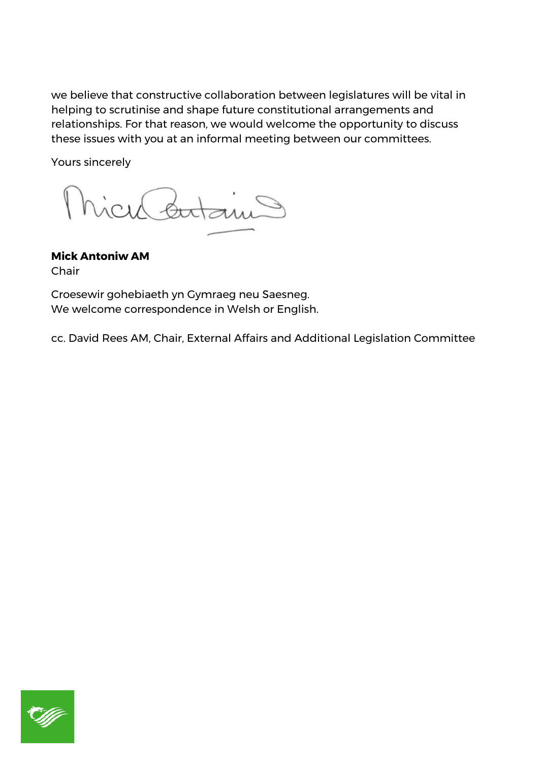we believe that constructive collaboration between legislatures will be vital in helping to scrutinise and shape future constitutional arrangements and relationships. For that reason, we would welcome the opportunity to discuss these issues with you at an informal meeting between our committees.

Yours sincerely

**Mick Antoniw AM**
Chair

Croesewir gohebiaeth yn Gymraeg neu Saesneg.
We welcome correspondence in Welsh or English.

cc. David Rees AM, Chair, External Affairs and Additional Legislation Committee